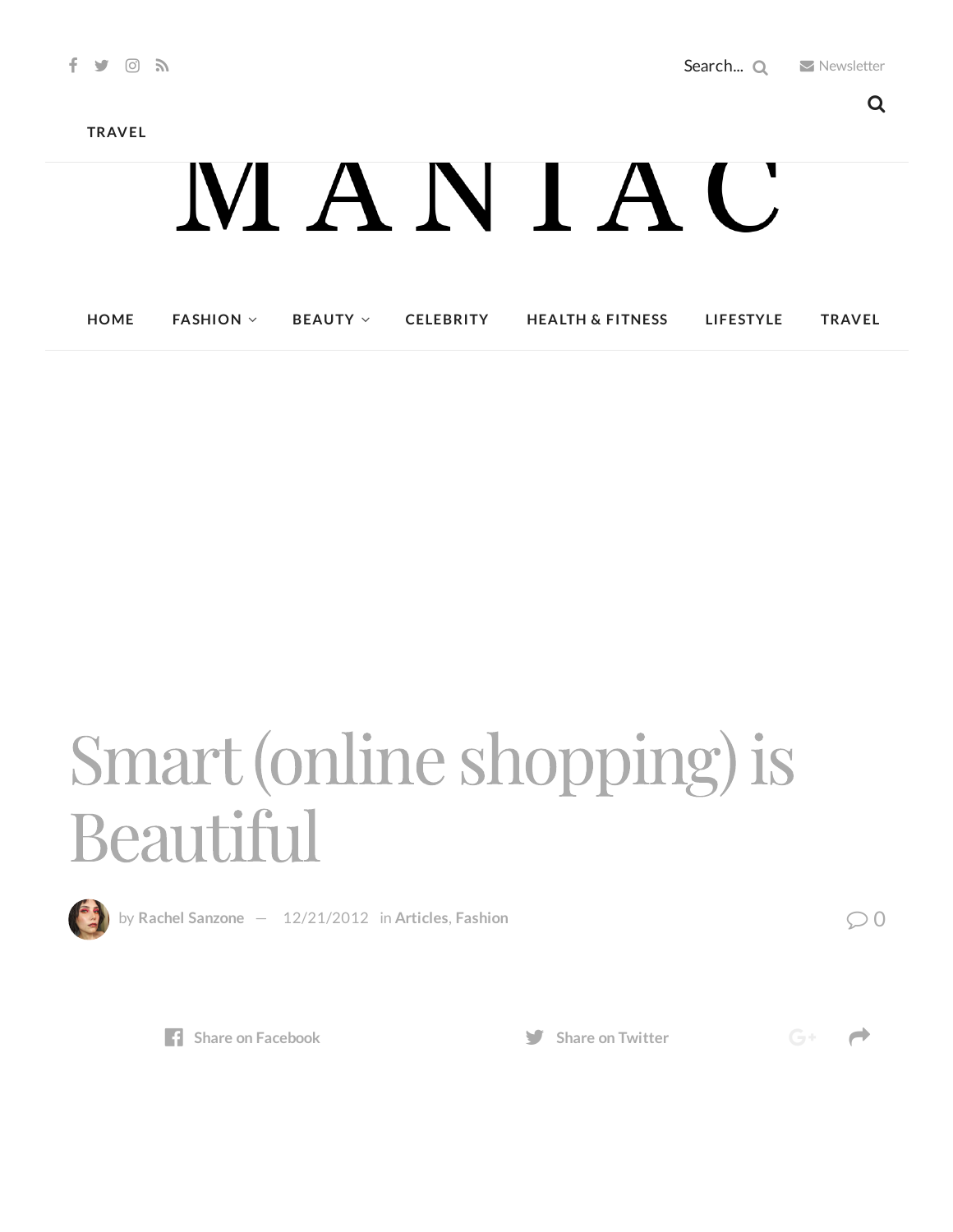Search... Newsletter

TRAVEL

MANIAC

HOME FASHION BEAUTY CELEBRITY HEALTH & FITNESS LIFESTYLE TRAVEL

# Smart (online shopping) is Beautiful

by **Rachel Sanzone** — 12/21/2012 in **Articles**, **Fashion**

0

Share on Facebook

Share on Twitter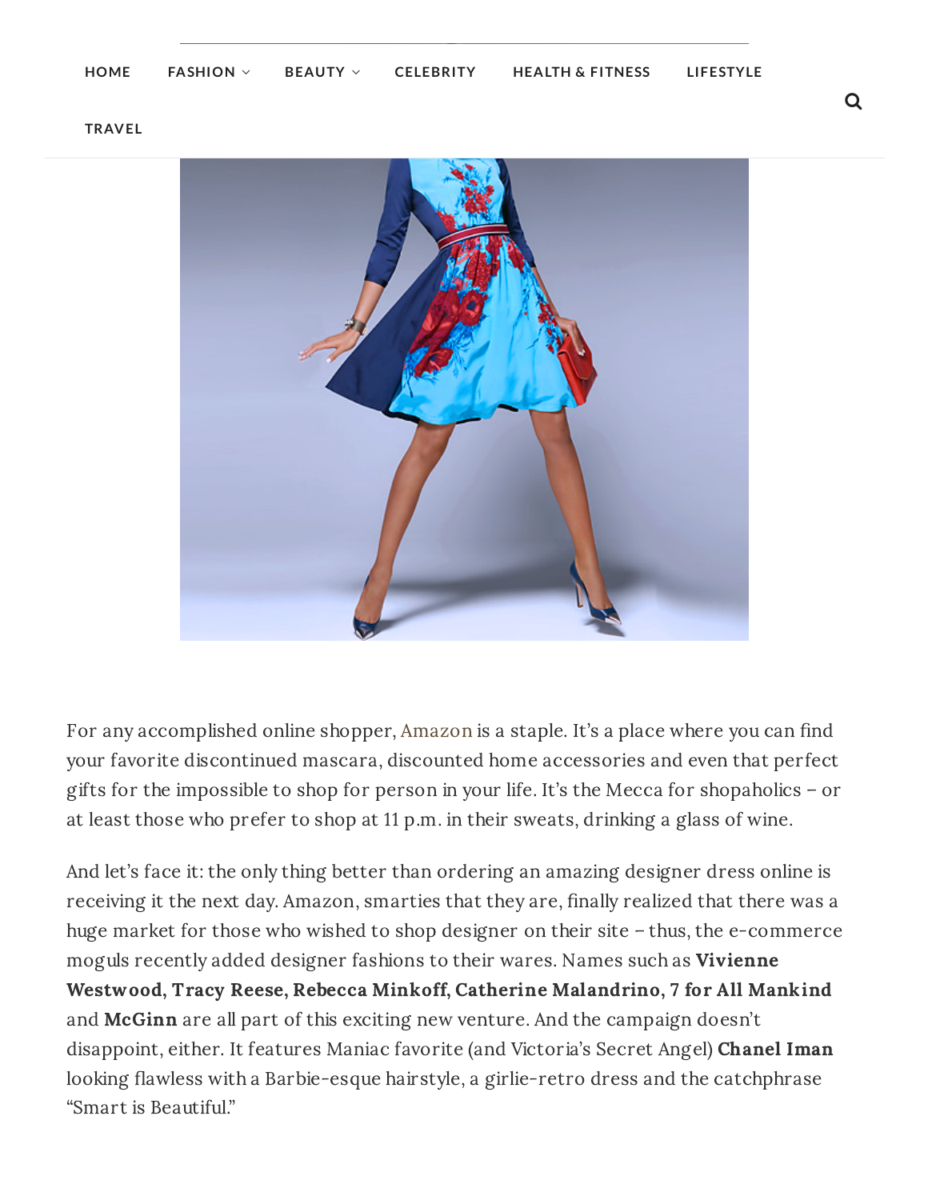For any accomplished online shopper, Amazon is a staple. It's a place where you can find your favorite discontinued mascara, discounted home accessories and even that perfect gifts for the impossible to shop for person in your life. It's the Mecca for shopaholics – or at least those who prefer to shop at 11 p.m. in their sweats, drinking a glass of wine.

And let's face it: the only thing better than ordering an amazing designer dress online is receiving it the next day. Amazon, smarties that they are, finally realized that there was a huge market for those who wished to shop designer on their site – thus, the e-commerce moguls recently added designer fashions to their wares. Names such as **Vivienne Westwood, Tracy Reese, Rebecca Minkoff, Catherine Malandrino, 7 for All Mankind** and **McGinn** are all part of this exciting new venture. And the campaign doesn't disappoint, either. It features Maniac favorite (and Victoria's Secret Angel) **Chanel Iman** looking flawless with a Barbie-esque hairstyle, a girlie-retro dress and the catchphrase "Smart is Beautiful."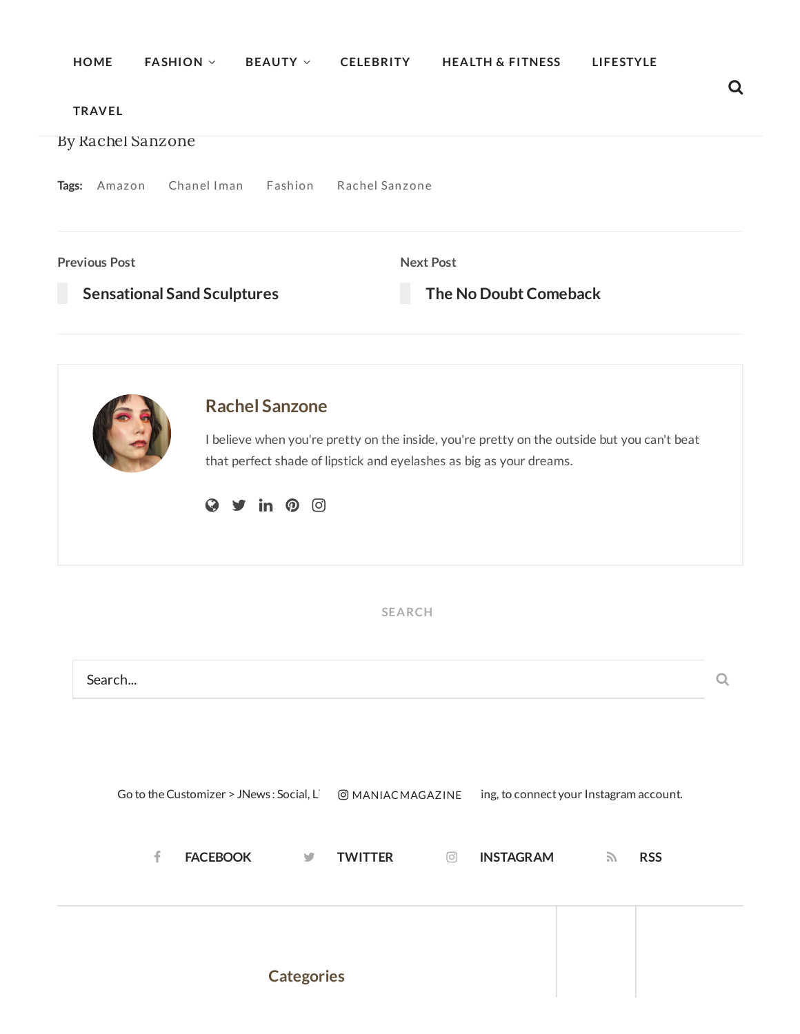HOME FASHION BEAUTY CELEBRITY HEALTH & FITNESS LIFESTYLE

TRAVEL

By Rachel Sanzone

Tags: Amazon Chanel Iman Fashion Rachel Sanzone

Previous Post

**Sensational Sand Sculptures**

Next Post

**The No Doubt Comeback**

## Rachel Sanzone

I believe when you're pretty on the inside, you're pretty on the outside but you can't beat that perfect shade of lipstick and eyelashes as big as your dreams.

SEARCH

Search...

Go to the Customizer > JNews : Social, Li MANIACMAGAZINE ing, to connect your Instagram account.

FACEBOOK TWITTER INSTAGRAM RSS

## Categories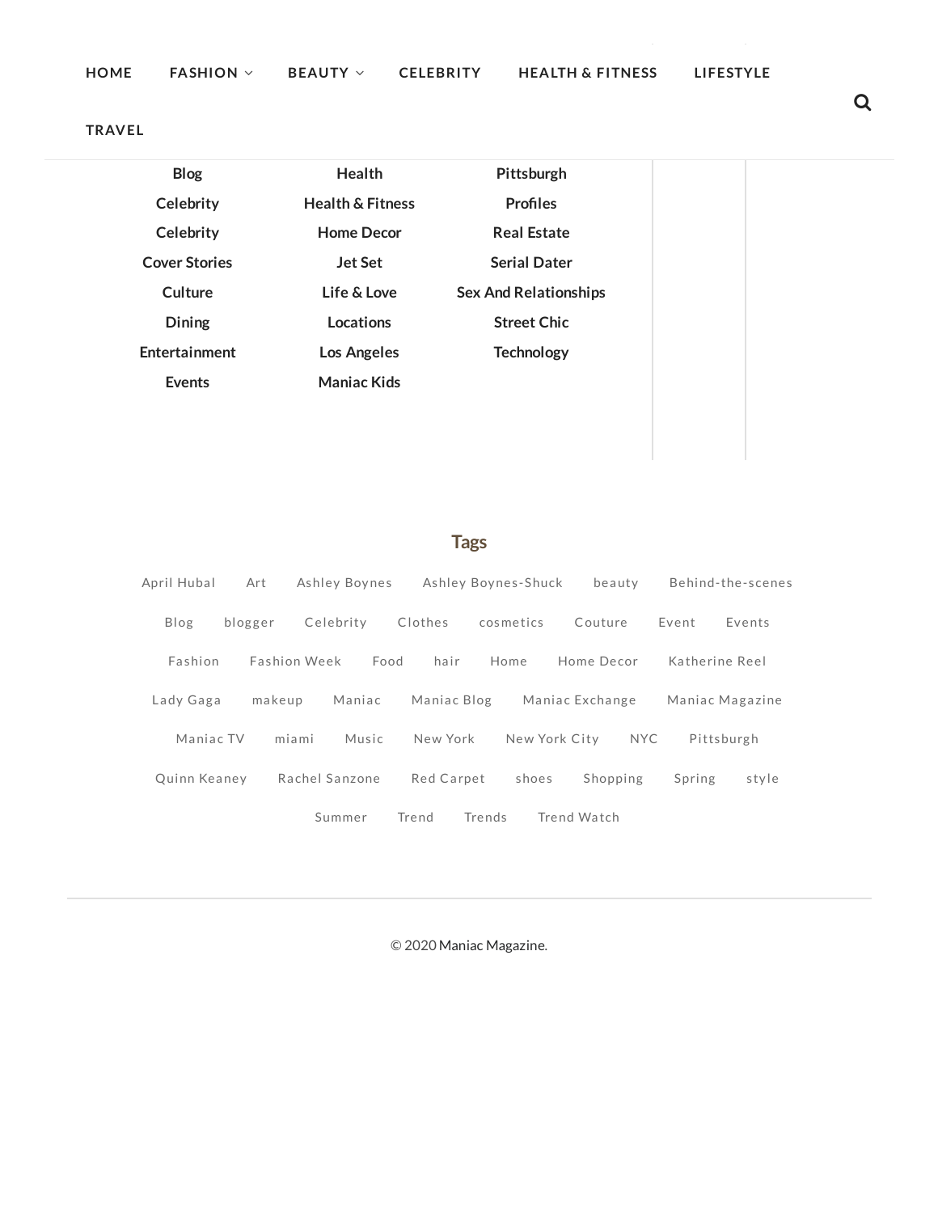HOME FASHION BEAUTY CELEBRITY HEALTH & FITNESS LIFESTYLE TRAVEL

**Blog**
**Celebrity**
**Celebrity**
**Cover Stories**
**Culture**
**Dining**
**Entertainment**
**Events**
**Health**
**Health & Fitness**
**Home Decor**
**Jet Set**
**Life & Love**
**Locations**
**Los Angeles**
**Maniac Kids**
**Pittsburgh**
**Profiles**
**Real Estate**
**Serial Dater**
**Sex And Relationships**
**Street Chic**
**Technology**

## Tags

April Hubal Art Ashley Boynes Ashley Boynes-Shuck beauty Behind-the-scenes Blog blogger Celebrity Clothes cosmetics Couture Event Events Fashion Fashion Week Food hair Home Home Decor Katherine Reel Lady Gaga makeup Maniac Maniac Blog Maniac Exchange Maniac Magazine Maniac TV miami Music New York New York City NYC Pittsburgh Quinn Keaney Rachel Sanzone Red Carpet shoes Shopping Spring style Summer Trend Trends Trend Watch

© 2020 Maniac Magazine.